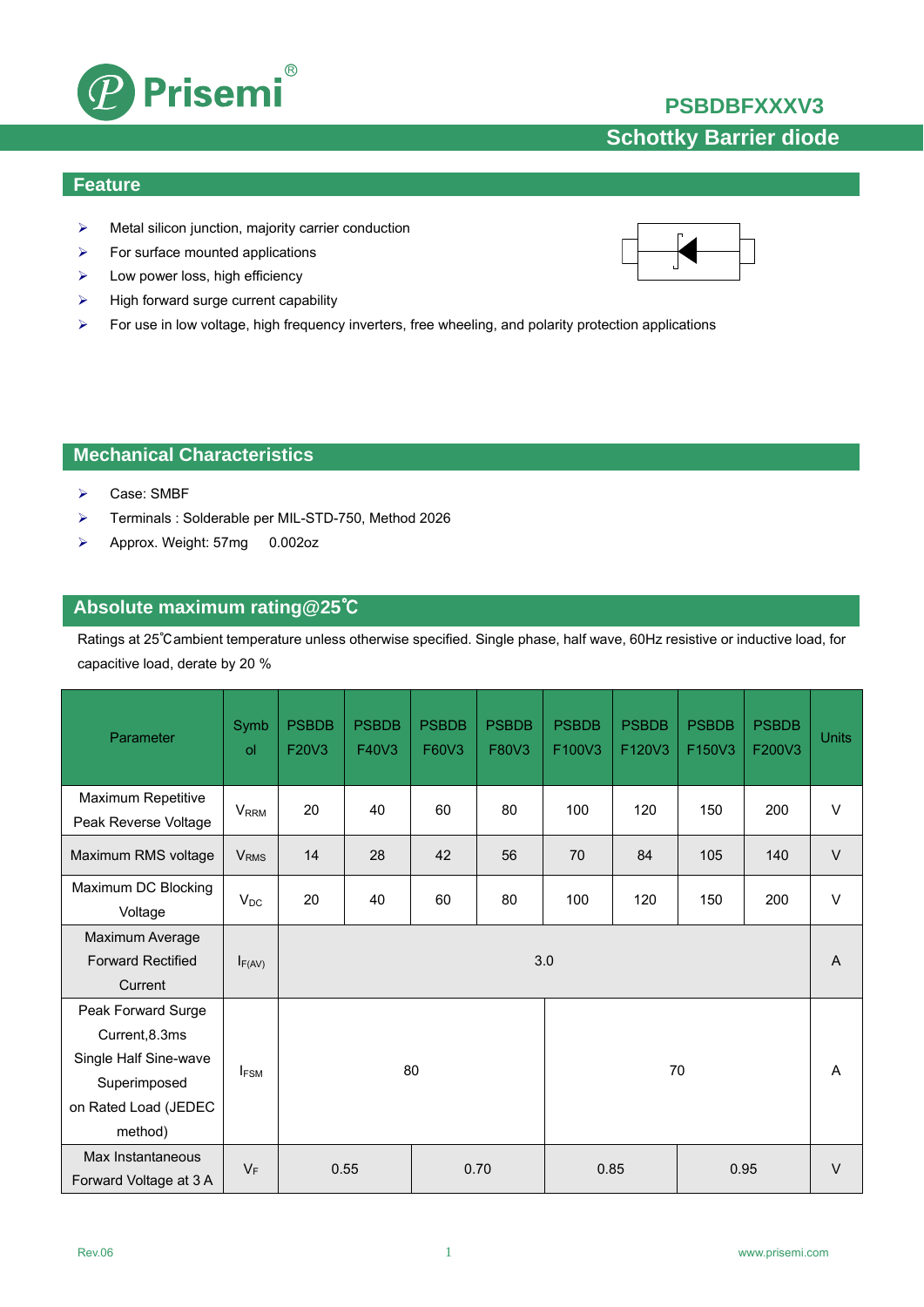# PSBDBFXXXV3

## Schottky Barrier diode

## Feature

- Metal silicon junction, majority carrier conduction
- For surface mounted applications
- Low power loss, high efficiency
- High forward surge current capability
- For use in low voltage, high frequency inverters, free wheeling, and polarity protection applications

## Mechanical Characteristics

- Case: SMBF
- Terminals : Solderable per MIL-STD-750, Method 2026
- Approx. Weight: 57mg 0.002oz

## Absolute maximum rating@25℃

Ratings at 25℃ambient temperature unless otherwise specified. Single phase, half wave, 60Hz resistive or inductive load, for capacitive load, derate by 20 %

| Parameter | Symbol | PSBDBF20V3 | PSBDBF40V3 | PSBDBF60V3 | PSBDBF80V3 | PSBDBF100V3 | PSBDBF120V3 | PSBDBF150V3 | PSBDBF200V3 | Units |
|---|---|---|---|---|---|---|---|---|---|---|
| Maximum Repetitive Peak Reverse Voltage | $V_{RRM}$ | 20 | 40 | 60 | 80 | 100 | 120 | 150 | 200 | V |
| Maximum RMS voltage | $V_{RMS}$ | 14 | 28 | 42 | 56 | 70 | 84 | 105 | 140 | V |
| Maximum DC Blocking Voltage | $V_{DC}$ | 20 | 40 | 60 | 80 | 100 | 120 | 150 | 200 | V |
| Maximum Average Forward Rectified Current | $I_{F(AV)}$ | 3.0 | | | | | | | | A |
| Peak Forward Surge Current,8.3ms Single Half Sine-wave Superimposed on Rated Load (JEDEC method) | $I_{FSM}$ | 80 | | | | 70 | | | | A |
| Max Instantaneous Forward Voltage at 3 A | $V_F$ | 0.55 | | 0.70 | | 0.85 | | 0.95 | | V |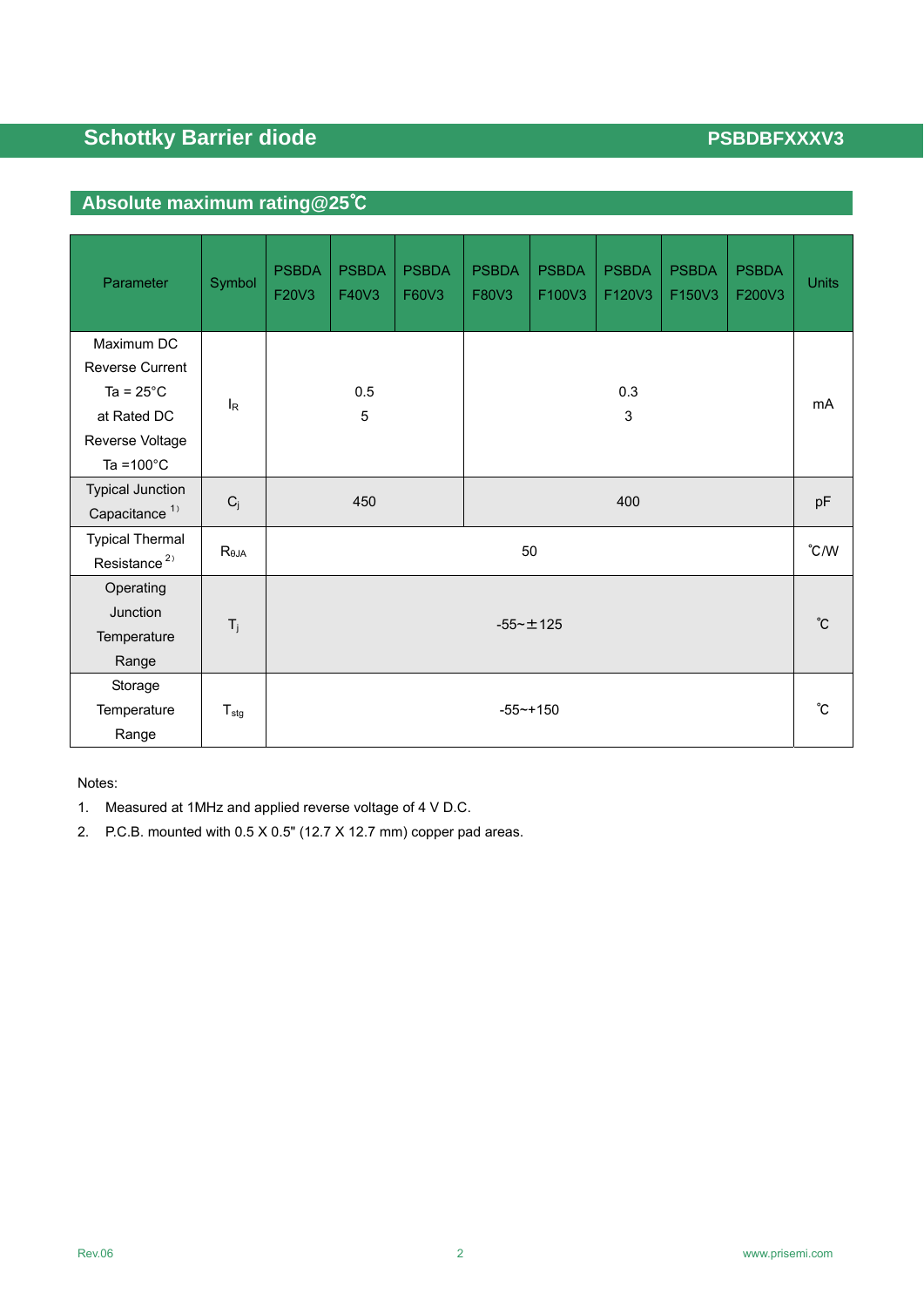## Absolute maximum rating@25℃

| Parameter | Symbol | PSBDA F20V3 | PSBDA F40V3 | PSBDA F60V3 | PSBDA F80V3 | PSBDA F100V3 | PSBDA F120V3 | PSBDA F150V3 | PSBDA F200V3 | Units |
|---|---|---|---|---|---|---|---|---|---|---|
| Maximum DC Reverse Current Ta = 25°C at Rated DC Reverse Voltage Ta =100°C | $I_R$ | 0.5<br>5 | | | 0.3<br>3 | | | | | mA |
| Typical Junction Capacitance [1] | $C_j$ | 450 | | | 400 | | | | | pF |
| Typical Thermal Resistance [2] | $R_{θJA}$ | 50 | | | | | | | | ℃/W |
| Operating Junction Temperature Range | $T_j$ | -55~±125 | | | | | | | | ℃ |
| Storage Temperature Range | $T_{stg}$ | -55~+150 | | | | | | | | ℃ |

Notes:

1. Measured at 1MHz and applied reverse voltage of 4 V D.C.
2. P.C.B. mounted with 0.5 X 0.5" (12.7 X 12.7 mm) copper pad areas.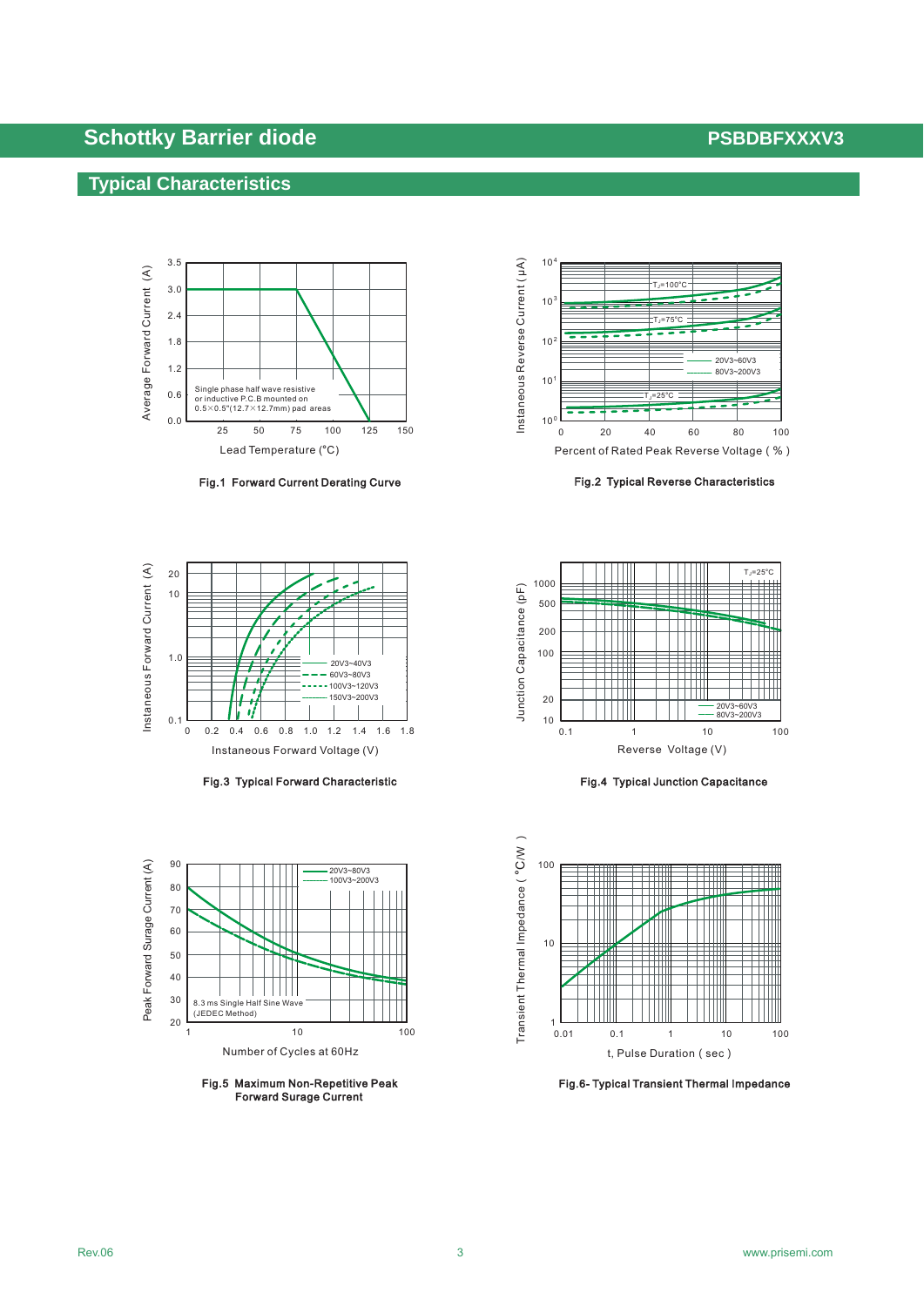## Typical Characteristics

Fig.1 Forward Current Derating Curve

Fig.2 Typical Reverse Characteristics

Fig.3 Typical Forward Characteristic

Fig.4 Typical Junction Capacitance

Fig.5 Maximum Non-Repetitive Peak Forward Surge Current

Fig.6- Typical Transient Thermal Impedance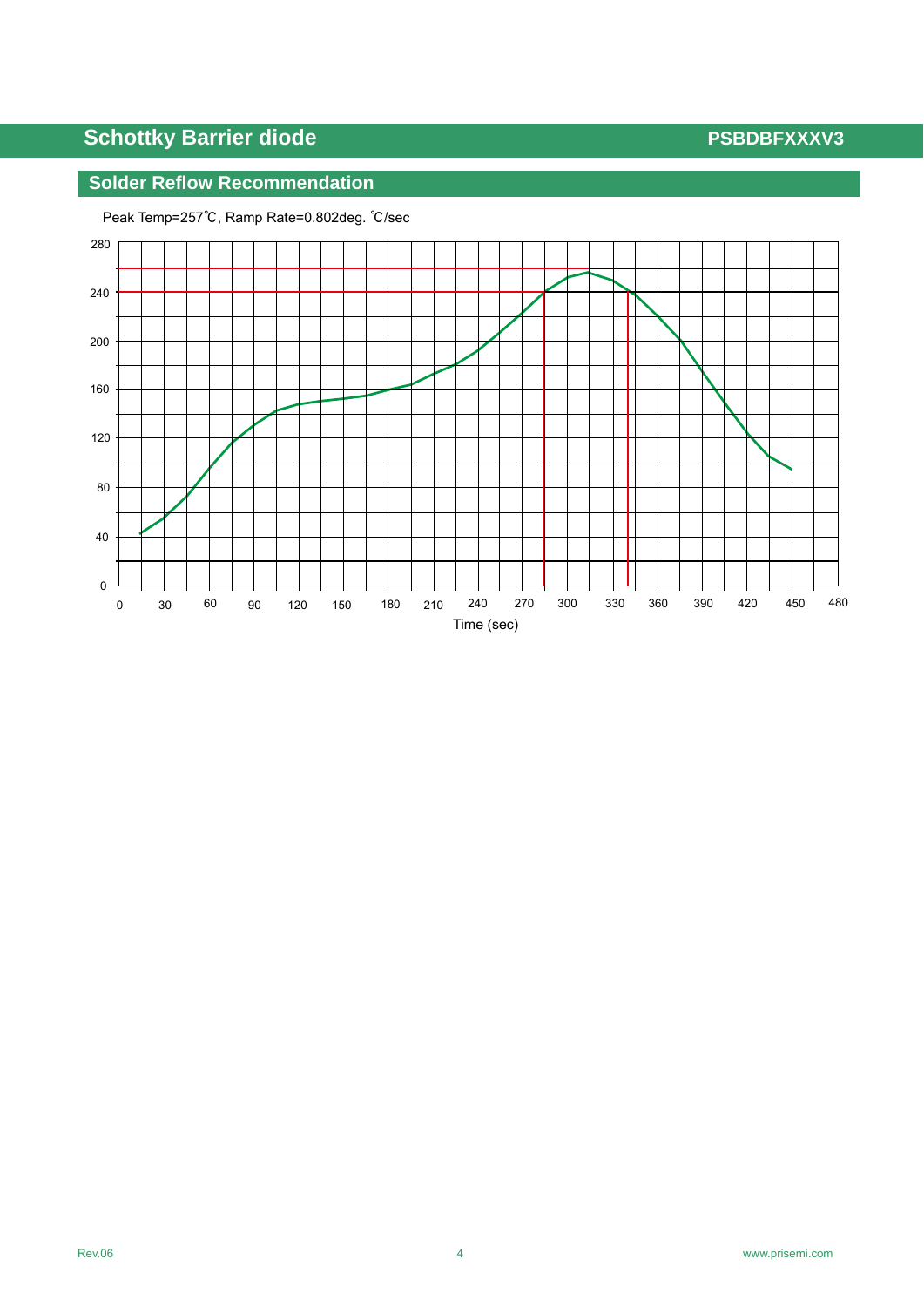## Solder Reflow Recommendation

Peak Temp=257℃, Ramp Rate=0.802deg. ℃/sec

Time (sec)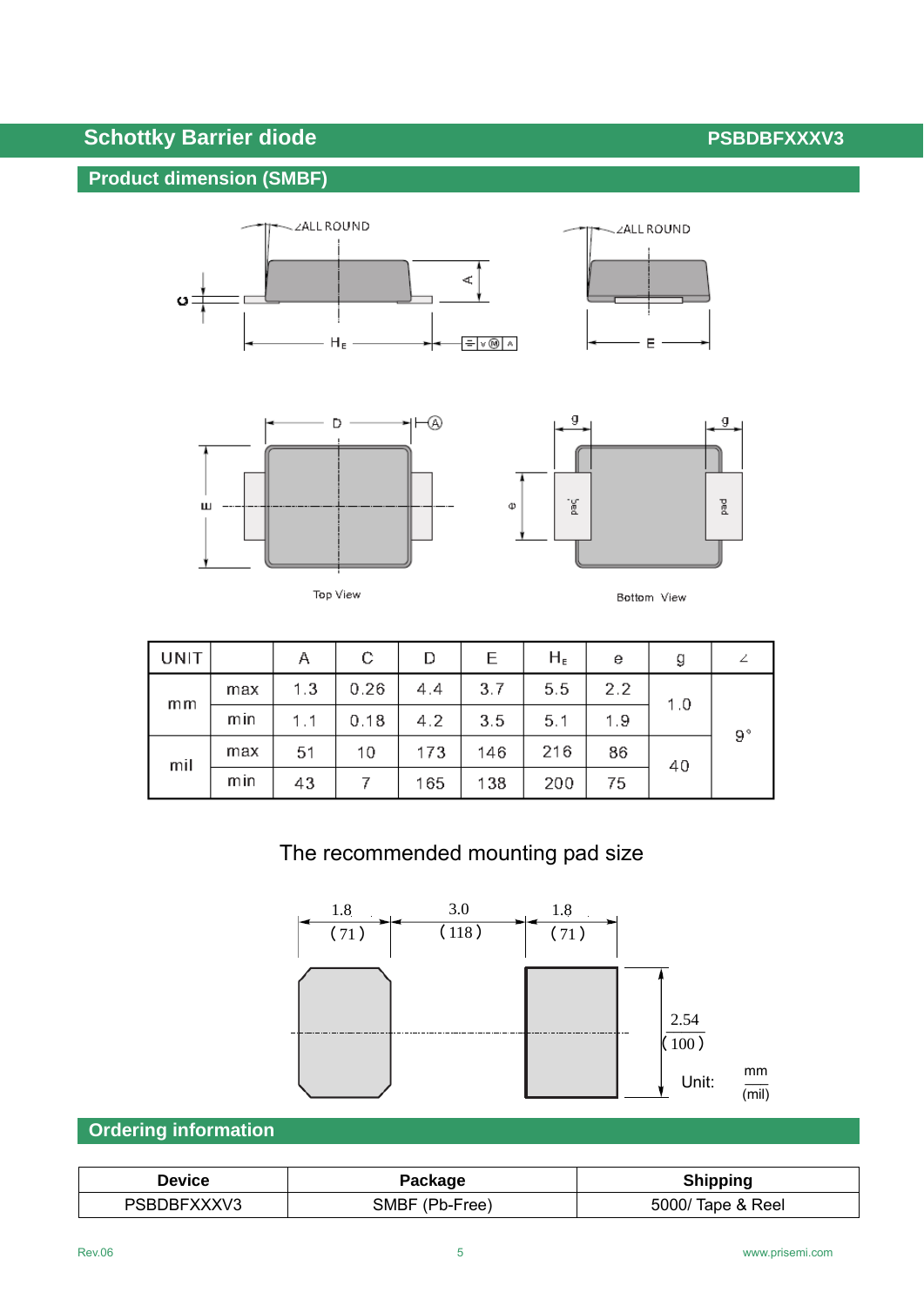## Product dimension (SMBF)

Top View

Bottom View

| UNIT | | A | C | D | E | $H_E$ | e | g | ∠ |
|---|---|---|---|---|---|---|---|---|---|
| mm | max | 1.3 | 0.26 | 4.4 | 3.7 | 5.5 | 2.2 | 1.0 | 9° |
| | min | 1.1 | 0.18 | 4.2 | 3.5 | 5.1 | 1.9 | | |
| mil | max | 51 | 10 | 173 | 146 | 216 | 86 | 40 | |
| | min | 43 | 7 | 165 | 138 | 200 | 75 | | |

The recommended mounting pad size

1.8 (71) — 3.0 (118) — 1.8 (71)

2.54 (100)

Unit: mm (mil)

## Ordering information

| Device | Package | Shipping |
|---|---|---|
| PSBDBFXXXV3 | SMBF (Pb-Free) | 5000/ Tape & Reel |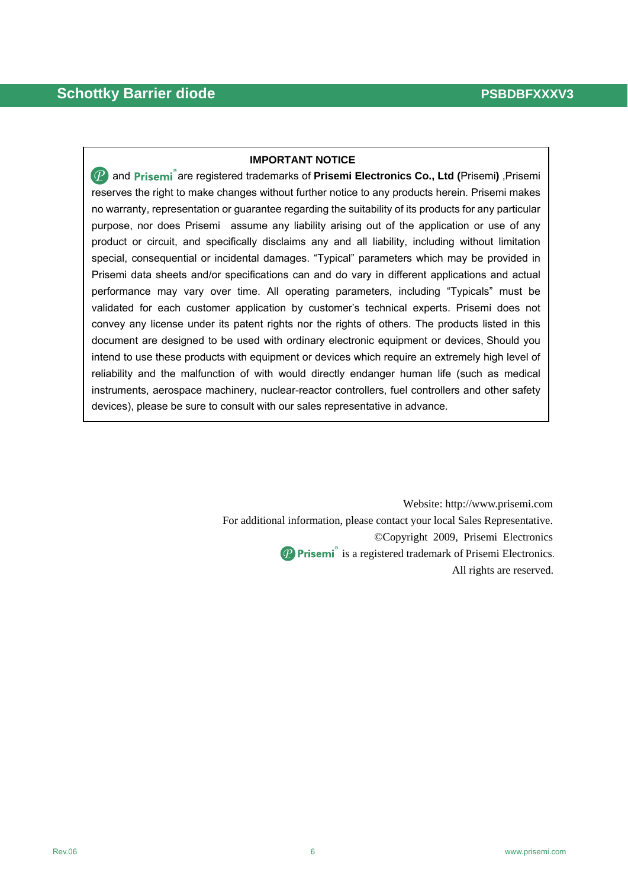**IMPORTANT NOTICE**

and Prisemi® are registered trademarks of **Prisemi Electronics Co., Ltd (**Prisemi**)** ,Prisemi reserves the right to make changes without further notice to any products herein. Prisemi makes no warranty, representation or guarantee regarding the suitability of its products for any particular purpose, nor does Prisemi assume any liability arising out of the application or use of any product or circuit, and specifically disclaims any and all liability, including without limitation special, consequential or incidental damages. "Typical" parameters which may be provided in Prisemi data sheets and/or specifications can and do vary in different applications and actual performance may vary over time. All operating parameters, including "Typicals" must be validated for each customer application by customer's technical experts. Prisemi does not convey any license under its patent rights nor the rights of others. The products listed in this document are designed to be used with ordinary electronic equipment or devices, Should you intend to use these products with equipment or devices which require an extremely high level of reliability and the malfunction of with would directly endanger human life (such as medical instruments, aerospace machinery, nuclear-reactor controllers, fuel controllers and other safety devices), please be sure to consult with our sales representative in advance.

Website: http://www.prisemi.com
For additional information, please contact your local Sales Representative.
©Copyright 2009, Prisemi Electronics
Prisemi® is a registered trademark of Prisemi Electronics.
All rights are reserved.